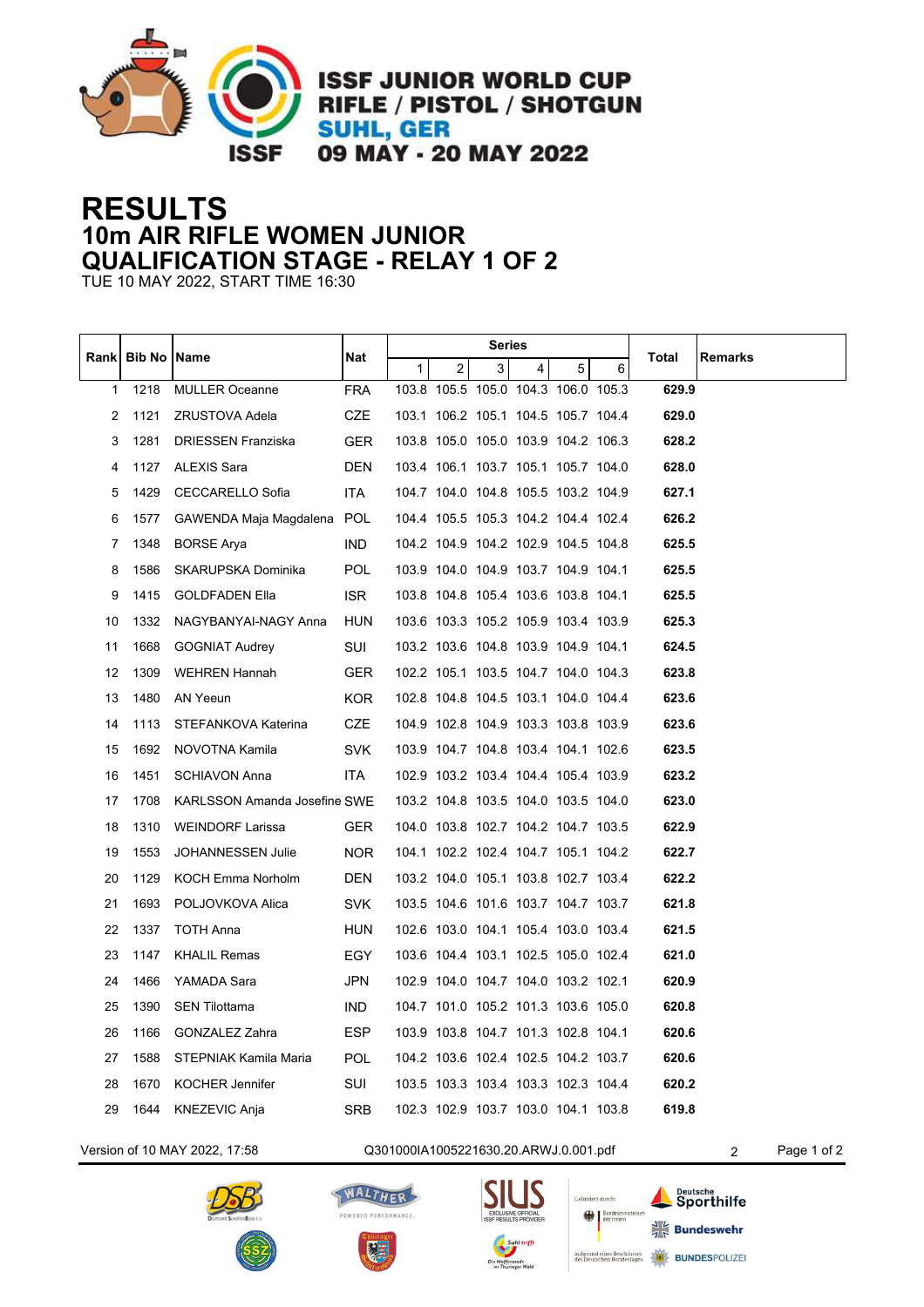ISSF JUNIOR WORLD CUP
RIFLE / PISTOL / SHOTGUN
SUHL, GER
09 MAY - 20 MAY 2022

# RESULTS
## 10m AIR RIFLE WOMEN JUNIOR
## QUALIFICATION STAGE - RELAY 1 OF 2

TUE 10 MAY 2022, START TIME 16:30

| Rank | Bib No | Name | Nat | Series | | | | | | Total | Remarks |
|---|---|---|---|---|---|---|---|---|---|---|---|
| | | | | 1 | 2 | 3 | 4 | 5 | 6 | | |
| 1 | 1218 | MULLER Oceanne | FRA | 103.8 | 105.5 | 105.0 | 104.3 | 106.0 | 105.3 | **629.9** | |
| 2 | 1121 | ZRUSTOVA Adela | CZE | 103.1 | 106.2 | 105.1 | 104.5 | 105.7 | 104.4 | **629.0** | |
| 3 | 1281 | DRIESSEN Franziska | GER | 103.8 | 105.0 | 105.0 | 103.9 | 104.2 | 106.3 | **628.2** | |
| 4 | 1127 | ALEXIS Sara | DEN | 103.4 | 106.1 | 103.7 | 105.1 | 105.7 | 104.0 | **628.0** | |
| 5 | 1429 | CECCARELLO Sofia | ITA | 104.7 | 104.0 | 104.8 | 105.5 | 103.2 | 104.9 | **627.1** | |
| 6 | 1577 | GAWENDA Maja Magdalena | POL | 104.4 | 105.5 | 105.3 | 104.2 | 104.4 | 102.4 | **626.2** | |
| 7 | 1348 | BORSE Arya | IND | 104.2 | 104.9 | 104.2 | 102.9 | 104.5 | 104.8 | **625.5** | |
| 8 | 1586 | SKARUPSKA Dominika | POL | 103.9 | 104.0 | 104.9 | 103.7 | 104.9 | 104.1 | **625.5** | |
| 9 | 1415 | GOLDFADEN Ella | ISR | 103.8 | 104.8 | 105.4 | 103.6 | 103.8 | 104.1 | **625.5** | |
| 10 | 1332 | NAGYBANYAI-NAGY Anna | HUN | 103.6 | 103.3 | 105.2 | 105.9 | 103.4 | 103.9 | **625.3** | |
| 11 | 1668 | GOGNIAT Audrey | SUI | 103.2 | 103.6 | 104.8 | 103.9 | 104.9 | 104.1 | **624.5** | |
| 12 | 1309 | WEHREN Hannah | GER | 102.2 | 105.1 | 103.5 | 104.7 | 104.0 | 104.3 | **623.8** | |
| 13 | 1480 | AN Yeeun | KOR | 102.8 | 104.8 | 104.5 | 103.1 | 104.0 | 104.4 | **623.6** | |
| 14 | 1113 | STEFANKOVA Katerina | CZE | 104.9 | 102.8 | 104.9 | 103.3 | 103.8 | 103.9 | **623.6** | |
| 15 | 1692 | NOVOTNA Kamila | SVK | 103.9 | 104.7 | 104.8 | 103.4 | 104.1 | 102.6 | **623.5** | |
| 16 | 1451 | SCHIAVON Anna | ITA | 102.9 | 103.2 | 103.4 | 104.4 | 105.4 | 103.9 | **623.2** | |
| 17 | 1708 | KARLSSON Amanda Josefine | SWE | 103.2 | 104.8 | 103.5 | 104.0 | 103.5 | 104.0 | **623.0** | |
| 18 | 1310 | WEINDORF Larissa | GER | 104.0 | 103.8 | 102.7 | 104.2 | 104.7 | 103.5 | **622.9** | |
| 19 | 1553 | JOHANNESSEN Julie | NOR | 104.1 | 102.2 | 102.4 | 104.7 | 105.1 | 104.2 | **622.7** | |
| 20 | 1129 | KOCH Emma Norholm | DEN | 103.2 | 104.0 | 105.1 | 103.8 | 102.7 | 103.4 | **622.2** | |
| 21 | 1693 | POLJOVKOVA Alica | SVK | 103.5 | 104.6 | 101.6 | 103.7 | 104.7 | 103.7 | **621.8** | |
| 22 | 1337 | TOTH Anna | HUN | 102.6 | 103.0 | 104.1 | 105.4 | 103.0 | 103.4 | **621.5** | |
| 23 | 1147 | KHALIL Remas | EGY | 103.6 | 104.4 | 103.1 | 102.5 | 105.0 | 102.4 | **621.0** | |
| 24 | 1466 | YAMADA Sara | JPN | 102.9 | 104.0 | 104.7 | 104.0 | 103.2 | 102.1 | **620.9** | |
| 25 | 1390 | SEN Tilottama | IND | 104.7 | 101.0 | 105.2 | 101.3 | 103.6 | 105.0 | **620.8** | |
| 26 | 1166 | GONZALEZ Zahra | ESP | 103.9 | 103.8 | 104.7 | 101.3 | 102.8 | 104.1 | **620.6** | |
| 27 | 1588 | STEPNIAK Kamila Maria | POL | 104.2 | 103.6 | 102.4 | 102.5 | 104.2 | 103.7 | **620.6** | |
| 28 | 1670 | KOCHER Jennifer | SUI | 103.5 | 103.3 | 103.4 | 103.3 | 102.3 | 104.4 | **620.2** | |
| 29 | 1644 | KNEZEVIC Anja | SRB | 102.3 | 102.9 | 103.7 | 103.0 | 104.1 | 103.8 | **619.8** | |

Version of 10 MAY 2022, 17:58 Q301000IA1005221630.20.ARWJ.0.001.pdf 2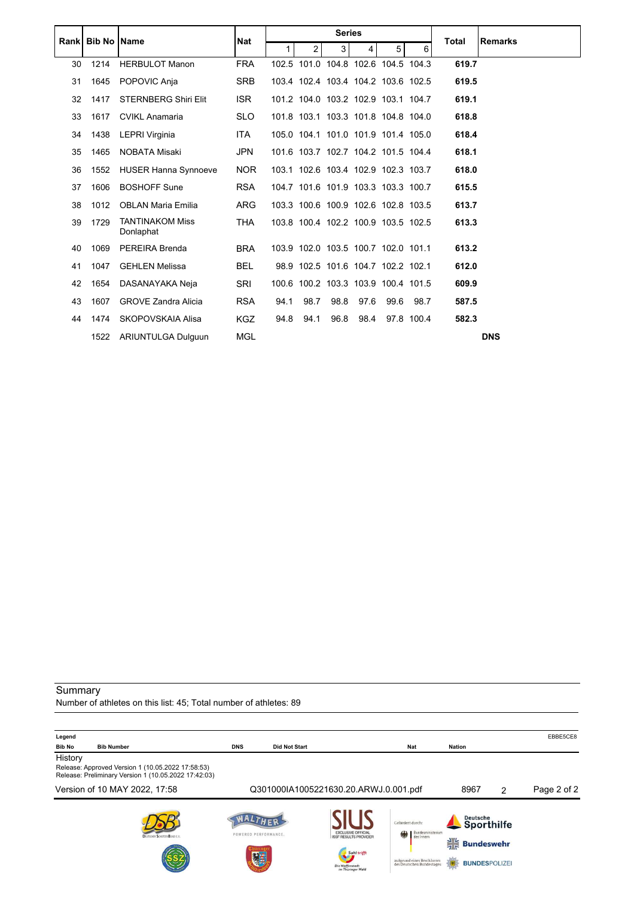| Rank | Bib No | Name | Nat | Series | | | | | | Total | Remarks |
|---|---|---|---|---|---|---|---|---|---|---|---|
| | | | | 1 | 2 | 3 | 4 | 5 | 6 | | |
| 30 | 1214 | HERBULOT Manon | FRA | 102.5 | 101.0 | 104.8 | 102.6 | 104.5 | 104.3 | **619.7** | |
| 31 | 1645 | POPOVIC Anja | SRB | 103.4 | 102.4 | 103.4 | 104.2 | 103.6 | 102.5 | **619.5** | |
| 32 | 1417 | STERNBERG Shiri Elit | ISR | 101.2 | 104.0 | 103.2 | 102.9 | 103.1 | 104.7 | **619.1** | |
| 33 | 1617 | CVIKL Anamaria | SLO | 101.8 | 103.1 | 103.3 | 101.8 | 104.8 | 104.0 | **618.8** | |
| 34 | 1438 | LEPRI Virginia | ITA | 105.0 | 104.1 | 101.0 | 101.9 | 101.4 | 105.0 | **618.4** | |
| 35 | 1465 | NOBATA Misaki | JPN | 101.6 | 103.7 | 102.7 | 104.2 | 101.5 | 104.4 | **618.1** | |
| 36 | 1552 | HUSER Hanna Synnoeve | NOR | 103.1 | 102.6 | 103.4 | 102.9 | 102.3 | 103.7 | **618.0** | |
| 37 | 1606 | BOSHOFF Sune | RSA | 104.7 | 101.6 | 101.9 | 103.3 | 103.3 | 100.7 | **615.5** | |
| 38 | 1012 | OBLAN Maria Emilia | ARG | 103.3 | 100.6 | 100.9 | 102.6 | 102.8 | 103.5 | **613.7** | |
| 39 | 1729 | TANTINAKOM Miss Donlaphat | THA | 103.8 | 100.4 | 102.2 | 100.9 | 103.5 | 102.5 | **613.3** | |
| 40 | 1069 | PEREIRA Brenda | BRA | 103.9 | 102.0 | 103.5 | 100.7 | 102.0 | 101.1 | **613.2** | |
| 41 | 1047 | GEHLEN Melissa | BEL | 98.9 | 102.5 | 101.6 | 104.7 | 102.2 | 102.1 | **612.0** | |
| 42 | 1654 | DASANAYAKA Neja | SRI | 100.6 | 100.2 | 103.3 | 103.9 | 100.4 | 101.5 | **609.9** | |
| 43 | 1607 | GROVE Zandra Alicia | RSA | 94.1 | 98.7 | 98.8 | 97.6 | 99.6 | 98.7 | **587.5** | |
| 44 | 1474 | SKOPOVSKAIA Alisa | KGZ | 94.8 | 94.1 | 96.8 | 98.4 | 97.8 | 100.4 | **582.3** | |
| | 1522 | ARIUNTULGA Dulguun | MGL | | | | | | | | **DNS** |

Summary

Number of athletes on this list: 45; Total number of athletes: 89

**Legend**

| Bib No | Bib Number | DNS | Did Not Start | Nat | Nation |
|---|---|---|---|---|---|

History

Release: Approved Version 1 (10.05.2022 17:58:53)
Release: Preliminary Version 1 (10.05.2022 17:42:03)

Version of 10 MAY 2022, 17:58 Q301000IA1005221630.20.ARWJ.0.001.pdf 8967 2

EBBE5CE8